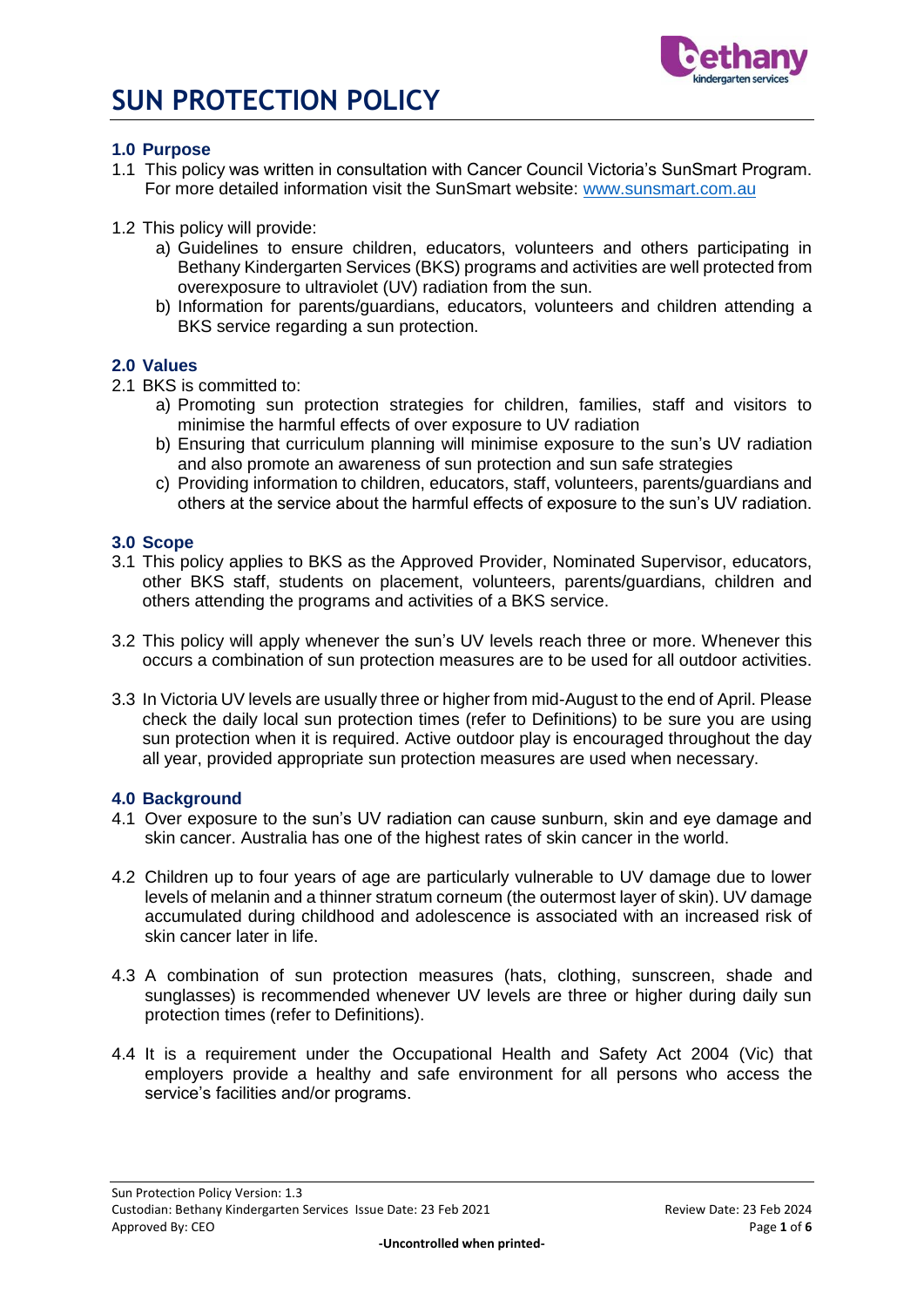# SUN PROTECTION POLICY

## 1.0 Purpose

1.1 This policy was written in consultation with Cancer Council Victoria's SunSmart Program. For more detailed information visit the SunSmart website: [www.sunsmart.com.au](http://www.sunsmart.com.au)

1.2 This policy will provide:

a) Guidelines to ensure children, educators, volunteers and others participating in Bethany Kindergarten Services (BKS) programs and activities are well protected from overexposure to ultraviolet (UV) radiation from the sun.

b) Information for parents/guardians, educators, volunteers and children attending a BKS service regarding a sun protection.

## 2.0 Values

2.1 BKS is committed to:

a) Promoting sun protection strategies for children, families, staff and visitors to minimise the harmful effects of over exposure to UV radiation

b) Ensuring that curriculum planning will minimise exposure to the sun's UV radiation and also promote an awareness of sun protection and sun safe strategies

c) Providing information to children, educators, staff, volunteers, parents/guardians and others at the service about the harmful effects of exposure to the sun's UV radiation.

## 3.0 Scope

3.1 This policy applies to BKS as the Approved Provider, Nominated Supervisor, educators, other BKS staff, students on placement, volunteers, parents/guardians, children and others attending the programs and activities of a BKS service.

3.2 This policy will apply whenever the sun's UV levels reach three or more. Whenever this occurs a combination of sun protection measures are to be used for all outdoor activities.

3.3 In Victoria UV levels are usually three or higher from mid-August to the end of April. Please check the daily local sun protection times (refer to Definitions) to be sure you are using sun protection when it is required. Active outdoor play is encouraged throughout the day all year, provided appropriate sun protection measures are used when necessary.

## 4.0 Background

4.1 Over exposure to the sun's UV radiation can cause sunburn, skin and eye damage and skin cancer. Australia has one of the highest rates of skin cancer in the world.

4.2 Children up to four years of age are particularly vulnerable to UV damage due to lower levels of melanin and a thinner stratum corneum (the outermost layer of skin). UV damage accumulated during childhood and adolescence is associated with an increased risk of skin cancer later in life.

4.3 A combination of sun protection measures (hats, clothing, sunscreen, shade and sunglasses) is recommended whenever UV levels are three or higher during daily sun protection times (refer to Definitions).

4.4 It is a requirement under the Occupational Health and Safety Act 2004 (Vic) that employers provide a healthy and safe environment for all persons who access the service's facilities and/or programs.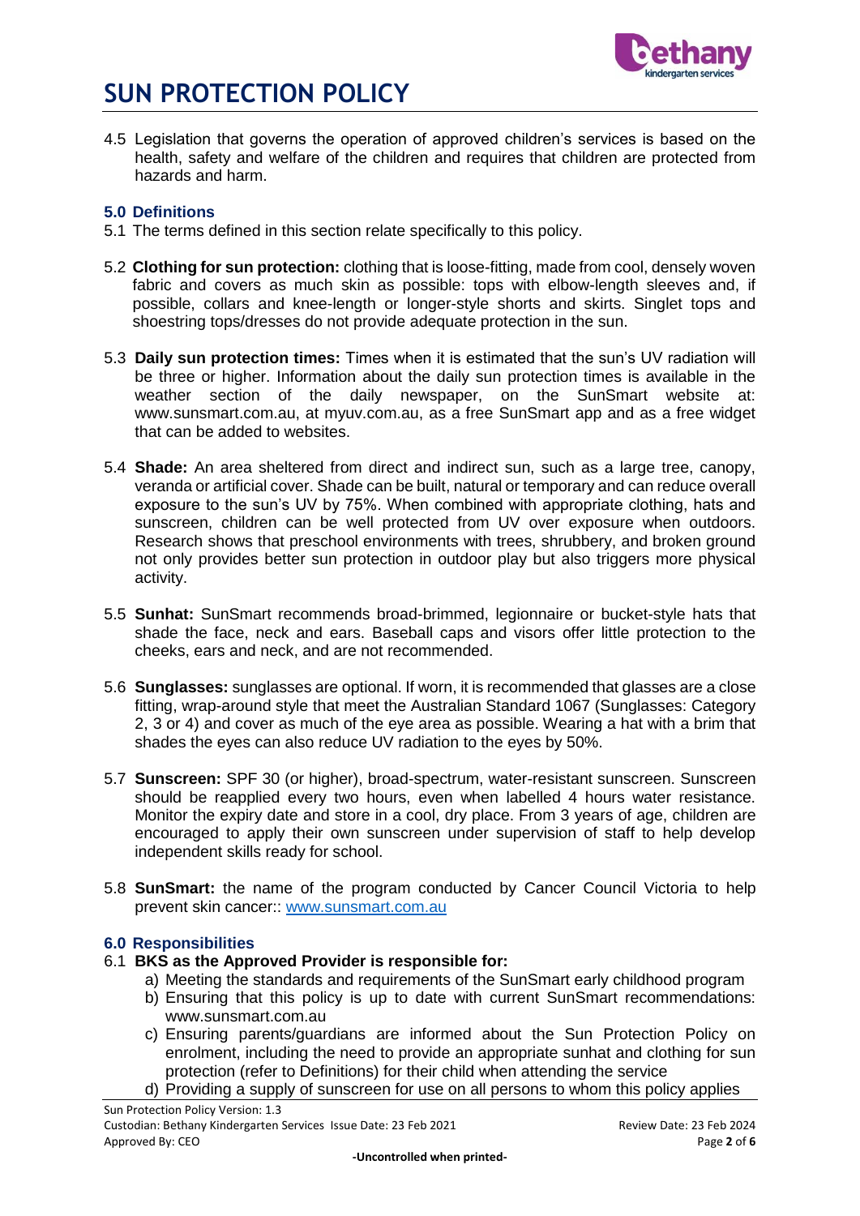4.5 Legislation that governs the operation of approved children's services is based on the health, safety and welfare of the children and requires that children are protected from hazards and harm.

## 5.0 Definitions

5.1 The terms defined in this section relate specifically to this policy.

5.2 **Clothing for sun protection:** clothing that is loose-fitting, made from cool, densely woven fabric and covers as much skin as possible: tops with elbow-length sleeves and, if possible, collars and knee-length or longer-style shorts and skirts. Singlet tops and shoestring tops/dresses do not provide adequate protection in the sun.

5.3 **Daily sun protection times:** Times when it is estimated that the sun's UV radiation will be three or higher. Information about the daily sun protection times is available in the weather section of the daily newspaper, on the SunSmart website at: www.sunsmart.com.au, at myuv.com.au, as a free SunSmart app and as a free widget that can be added to websites.

5.4 **Shade:** An area sheltered from direct and indirect sun, such as a large tree, canopy, veranda or artificial cover. Shade can be built, natural or temporary and can reduce overall exposure to the sun's UV by 75%. When combined with appropriate clothing, hats and sunscreen, children can be well protected from UV over exposure when outdoors. Research shows that preschool environments with trees, shrubbery, and broken ground not only provides better sun protection in outdoor play but also triggers more physical activity.

5.5 **Sunhat:** SunSmart recommends broad-brimmed, legionnaire or bucket-style hats that shade the face, neck and ears. Baseball caps and visors offer little protection to the cheeks, ears and neck, and are not recommended.

5.6 **Sunglasses:** sunglasses are optional. If worn, it is recommended that glasses are a close fitting, wrap-around style that meet the Australian Standard 1067 (Sunglasses: Category 2, 3 or 4) and cover as much of the eye area as possible. Wearing a hat with a brim that shades the eyes can also reduce UV radiation to the eyes by 50%.

5.7 **Sunscreen:** SPF 30 (or higher), broad-spectrum, water-resistant sunscreen. Sunscreen should be reapplied every two hours, even when labelled 4 hours water resistance. Monitor the expiry date and store in a cool, dry place. From 3 years of age, children are encouraged to apply their own sunscreen under supervision of staff to help develop independent skills ready for school.

5.8 **SunSmart:** the name of the program conducted by Cancer Council Victoria to help prevent skin cancer:: [www.sunsmart.com.au](http://www.sunsmart.com.au)

## 6.0 Responsibilities

6.1 **BKS as the Approved Provider is responsible for:**

a) Meeting the standards and requirements of the SunSmart early childhood program

b) Ensuring that this policy is up to date with current SunSmart recommendations: www.sunsmart.com.au

c) Ensuring parents/guardians are informed about the Sun Protection Policy on enrolment, including the need to provide an appropriate sunhat and clothing for sun protection (refer to Definitions) for their child when attending the service

d) Providing a supply of sunscreen for use on all persons to whom this policy applies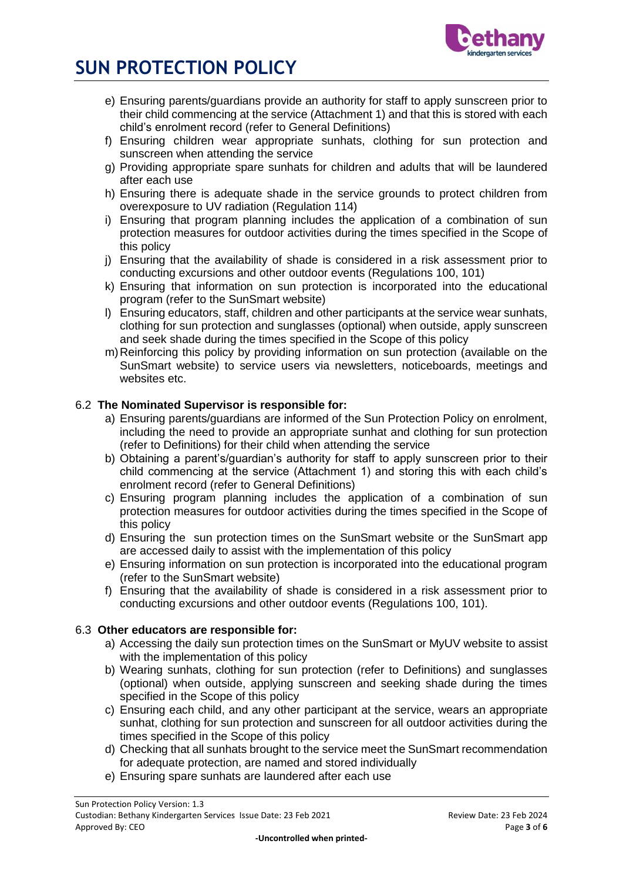- e) Ensuring parents/guardians provide an authority for staff to apply sunscreen prior to their child commencing at the service (Attachment 1) and that this is stored with each child's enrolment record (refer to General Definitions)
- f) Ensuring children wear appropriate sunhats, clothing for sun protection and sunscreen when attending the service
- g) Providing appropriate spare sunhats for children and adults that will be laundered after each use
- h) Ensuring there is adequate shade in the service grounds to protect children from overexposure to UV radiation (Regulation 114)
- i) Ensuring that program planning includes the application of a combination of sun protection measures for outdoor activities during the times specified in the Scope of this policy
- j) Ensuring that the availability of shade is considered in a risk assessment prior to conducting excursions and other outdoor events (Regulations 100, 101)
- k) Ensuring that information on sun protection is incorporated into the educational program (refer to the SunSmart website)
- l) Ensuring educators, staff, children and other participants at the service wear sunhats, clothing for sun protection and sunglasses (optional) when outside, apply sunscreen and seek shade during the times specified in the Scope of this policy
- m) Reinforcing this policy by providing information on sun protection (available on the SunSmart website) to service users via newsletters, noticeboards, meetings and websites etc.

### 6.2 The Nominated Supervisor is responsible for:

- a) Ensuring parents/guardians are informed of the Sun Protection Policy on enrolment, including the need to provide an appropriate sunhat and clothing for sun protection (refer to Definitions) for their child when attending the service
- b) Obtaining a parent's/guardian's authority for staff to apply sunscreen prior to their child commencing at the service (Attachment 1) and storing this with each child's enrolment record (refer to General Definitions)
- c) Ensuring program planning includes the application of a combination of sun protection measures for outdoor activities during the times specified in the Scope of this policy
- d) Ensuring the sun protection times on the SunSmart website or the SunSmart app are accessed daily to assist with the implementation of this policy
- e) Ensuring information on sun protection is incorporated into the educational program (refer to the SunSmart website)
- f) Ensuring that the availability of shade is considered in a risk assessment prior to conducting excursions and other outdoor events (Regulations 100, 101).

### 6.3 Other educators are responsible for:

- a) Accessing the daily sun protection times on the SunSmart or MyUV website to assist with the implementation of this policy
- b) Wearing sunhats, clothing for sun protection (refer to Definitions) and sunglasses (optional) when outside, applying sunscreen and seeking shade during the times specified in the Scope of this policy
- c) Ensuring each child, and any other participant at the service, wears an appropriate sunhat, clothing for sun protection and sunscreen for all outdoor activities during the times specified in the Scope of this policy
- d) Checking that all sunhats brought to the service meet the SunSmart recommendation for adequate protection, are named and stored individually
- e) Ensuring spare sunhats are laundered after each use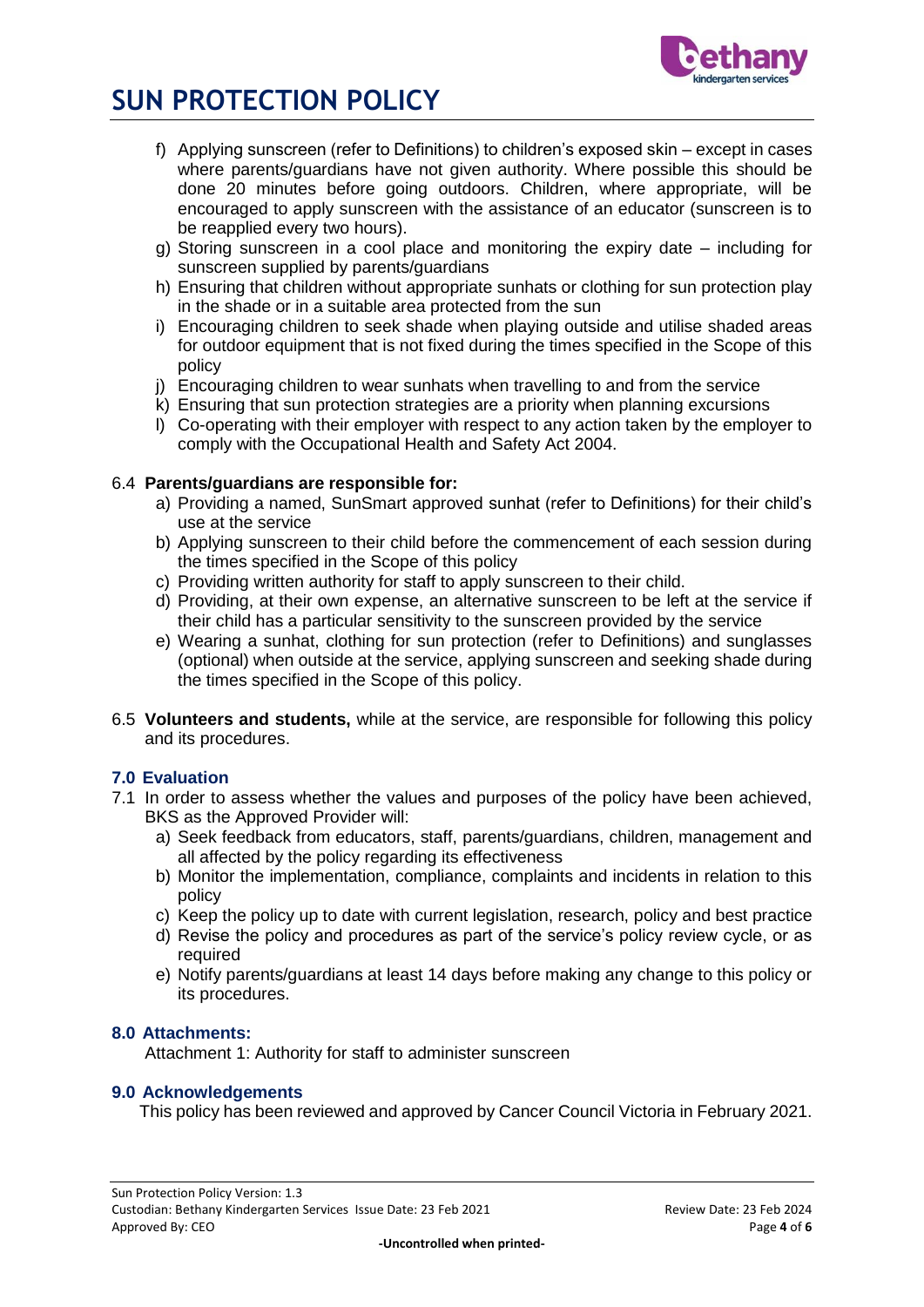f) Applying sunscreen (refer to Definitions) to children's exposed skin – except in cases where parents/guardians have not given authority. Where possible this should be done 20 minutes before going outdoors. Children, where appropriate, will be encouraged to apply sunscreen with the assistance of an educator (sunscreen is to be reapplied every two hours).
g) Storing sunscreen in a cool place and monitoring the expiry date – including for sunscreen supplied by parents/guardians
h) Ensuring that children without appropriate sunhats or clothing for sun protection play in the shade or in a suitable area protected from the sun
i) Encouraging children to seek shade when playing outside and utilise shaded areas for outdoor equipment that is not fixed during the times specified in the Scope of this policy
j) Encouraging children to wear sunhats when travelling to and from the service
k) Ensuring that sun protection strategies are a priority when planning excursions
l) Co-operating with their employer with respect to any action taken by the employer to comply with the Occupational Health and Safety Act 2004.

6.4 **Parents/guardians are responsible for:**

a) Providing a named, SunSmart approved sunhat (refer to Definitions) for their child's use at the service
b) Applying sunscreen to their child before the commencement of each session during the times specified in the Scope of this policy
c) Providing written authority for staff to apply sunscreen to their child.
d) Providing, at their own expense, an alternative sunscreen to be left at the service if their child has a particular sensitivity to the sunscreen provided by the service
e) Wearing a sunhat, clothing for sun protection (refer to Definitions) and sunglasses (optional) when outside at the service, applying sunscreen and seeking shade during the times specified in the Scope of this policy.

6.5 **Volunteers and students,** while at the service, are responsible for following this policy and its procedures.

## 7.0 Evaluation

7.1 In order to assess whether the values and purposes of the policy have been achieved, BKS as the Approved Provider will:

a) Seek feedback from educators, staff, parents/guardians, children, management and all affected by the policy regarding its effectiveness
b) Monitor the implementation, compliance, complaints and incidents in relation to this policy
c) Keep the policy up to date with current legislation, research, policy and best practice
d) Revise the policy and procedures as part of the service's policy review cycle, or as required
e) Notify parents/guardians at least 14 days before making any change to this policy or its procedures.

## 8.0 Attachments:

Attachment 1: Authority for staff to administer sunscreen

## 9.0 Acknowledgements

This policy has been reviewed and approved by Cancer Council Victoria in February 2021.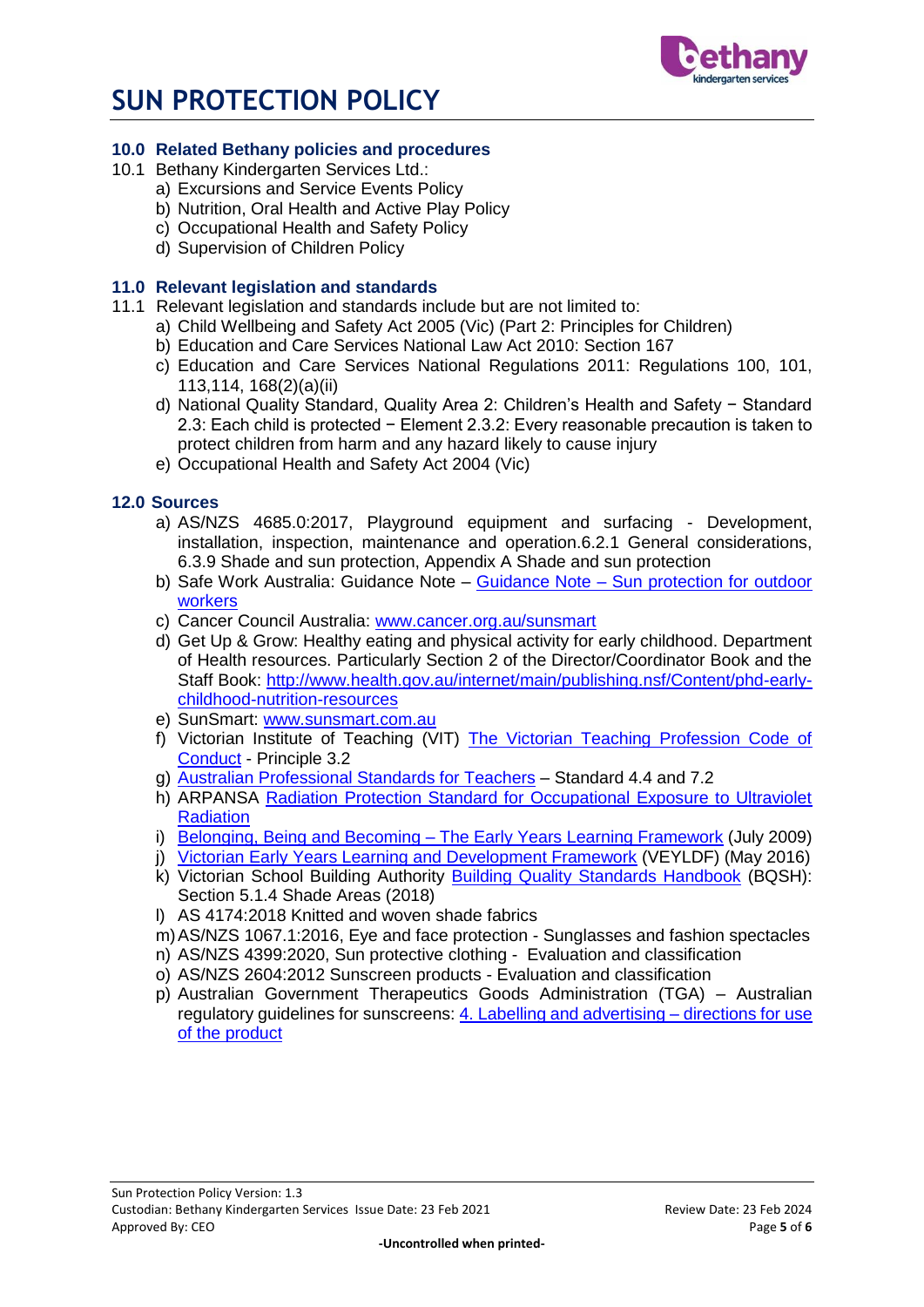## 10.0 Related Bethany policies and procedures

10.1 Bethany Kindergarten Services Ltd.:

a) Excursions and Service Events Policy
b) Nutrition, Oral Health and Active Play Policy
c) Occupational Health and Safety Policy
d) Supervision of Children Policy

## 11.0 Relevant legislation and standards

11.1 Relevant legislation and standards include but are not limited to:

a) Child Wellbeing and Safety Act 2005 (Vic) (Part 2: Principles for Children)
b) Education and Care Services National Law Act 2010: Section 167
c) Education and Care Services National Regulations 2011: Regulations 100, 101, 113,114, 168(2)(a)(ii)
d) National Quality Standard, Quality Area 2: Children's Health and Safety − Standard 2.3: Each child is protected − Element 2.3.2: Every reasonable precaution is taken to protect children from harm and any hazard likely to cause injury
e) Occupational Health and Safety Act 2004 (Vic)

## 12.0 Sources

a) AS/NZS 4685.0:2017, Playground equipment and surfacing - Development, installation, inspection, maintenance and operation.6.2.1 General considerations, 6.3.9 Shade and sun protection, Appendix A Shade and sun protection
b) Safe Work Australia: Guidance Note – Guidance Note – Sun protection for outdoor workers
c) Cancer Council Australia: www.cancer.org.au/sunsmart
d) Get Up & Grow: Healthy eating and physical activity for early childhood. Department of Health resources. Particularly Section 2 of the Director/Coordinator Book and the Staff Book: http://www.health.gov.au/internet/main/publishing.nsf/Content/phd-early-childhood-nutrition-resources
e) SunSmart: www.sunsmart.com.au
f) Victorian Institute of Teaching (VIT) The Victorian Teaching Profession Code of Conduct - Principle 3.2
g) Australian Professional Standards for Teachers – Standard 4.4 and 7.2
h) ARPANSA Radiation Protection Standard for Occupational Exposure to Ultraviolet Radiation
i) Belonging, Being and Becoming – The Early Years Learning Framework (July 2009)
j) Victorian Early Years Learning and Development Framework (VEYLDF) (May 2016)
k) Victorian School Building Authority Building Quality Standards Handbook (BQSH): Section 5.1.4 Shade Areas (2018)
l) AS 4174:2018 Knitted and woven shade fabrics
m) AS/NZS 1067.1:2016, Eye and face protection - Sunglasses and fashion spectacles
n) AS/NZS 4399:2020, Sun protective clothing - Evaluation and classification
o) AS/NZS 2604:2012 Sunscreen products - Evaluation and classification
p) Australian Government Therapeutics Goods Administration (TGA) – Australian regulatory guidelines for sunscreens: 4. Labelling and advertising – directions for use of the product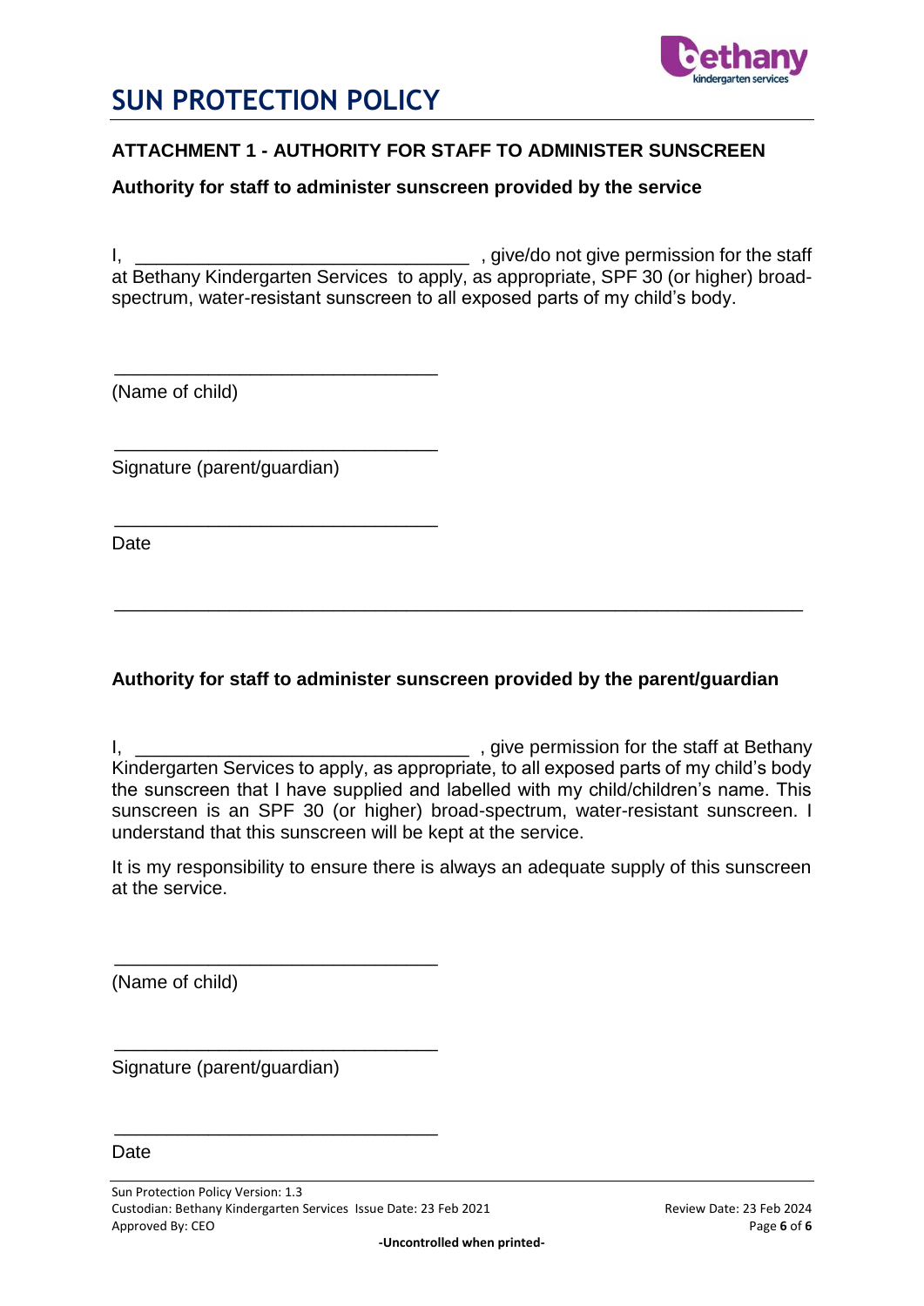# SUN PROTECTION POLICY

## ATTACHMENT 1 - AUTHORITY FOR STAFF TO ADMINISTER SUNSCREEN

### Authority for staff to administer sunscreen provided by the service

I, ________________________________ , give/do not give permission for the staff at Bethany Kindergarten Services to apply, as appropriate, SPF 30 (or higher) broad-spectrum, water-resistant sunscreen to all exposed parts of my child's body.

________________________________

(Name of child)

________________________________

Signature (parent/guardian)

________________________________

Date

---

### Authority for staff to administer sunscreen provided by the parent/guardian

I, ________________________________ , give permission for the staff at Bethany Kindergarten Services to apply, as appropriate, to all exposed parts of my child's body the sunscreen that I have supplied and labelled with my child/children's name. This sunscreen is an SPF 30 (or higher) broad-spectrum, water-resistant sunscreen. I understand that this sunscreen will be kept at the service.

It is my responsibility to ensure there is always an adequate supply of this sunscreen at the service.

________________________________

(Name of child)

________________________________

Signature (parent/guardian)

________________________________

Date